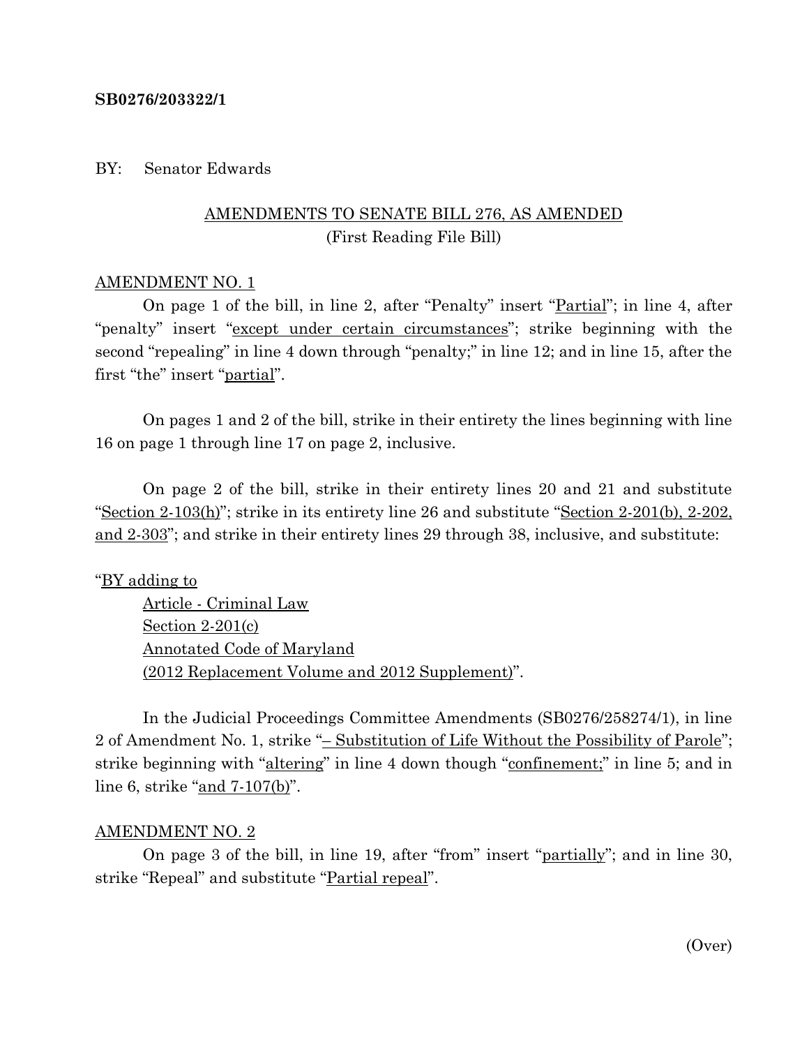**SB0276/203322/1**

BY: Senator Edwards

AMENDMENTS TO SENATE BILL 276, AS AMENDED
(First Reading File Bill)

AMENDMENT NO. 1

On page 1 of the bill, in line 2, after "Penalty" insert "Partial"; in line 4, after "penalty" insert "except under certain circumstances"; strike beginning with the second "repealing" in line 4 down through "penalty;" in line 12; and in line 15, after the first "the" insert "partial".

On pages 1 and 2 of the bill, strike in their entirety the lines beginning with line 16 on page 1 through line 17 on page 2, inclusive.

On page 2 of the bill, strike in their entirety lines 20 and 21 and substitute "Section 2-103(h)"; strike in its entirety line 26 and substitute "Section 2-201(b), 2-202, and 2-303"; and strike in their entirety lines 29 through 38, inclusive, and substitute:

"BY adding to
Article - Criminal Law
Section 2-201(c)
Annotated Code of Maryland
(2012 Replacement Volume and 2012 Supplement)".

In the Judicial Proceedings Committee Amendments (SB0276/258274/1), in line 2 of Amendment No. 1, strike "– Substitution of Life Without the Possibility of Parole"; strike beginning with "altering" in line 4 down though "confinement;" in line 5; and in line 6, strike "and 7-107(b)".

AMENDMENT NO. 2

On page 3 of the bill, in line 19, after "from" insert "partially"; and in line 30, strike "Repeal" and substitute "Partial repeal".

(Over)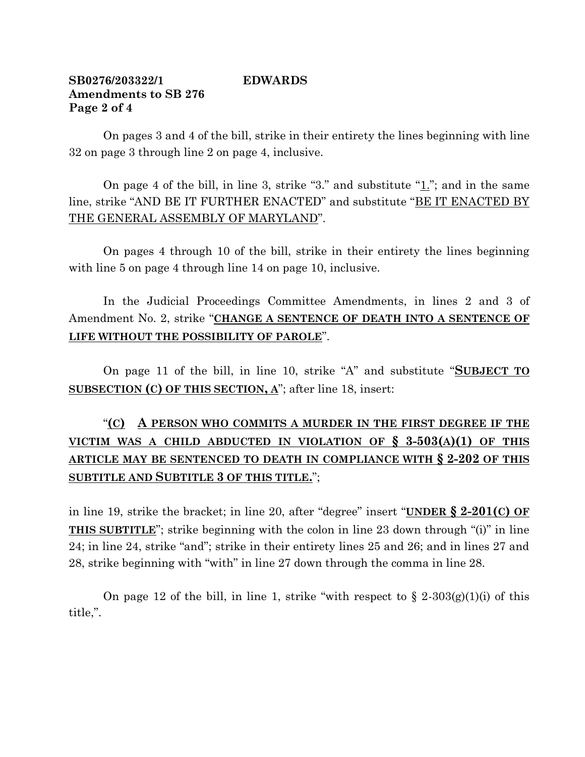On pages 3 and 4 of the bill, strike in their entirety the lines beginning with line 32 on page 3 through line 2 on page 4, inclusive.

On page 4 of the bill, in line 3, strike "3." and substitute "1."; and in the same line, strike "AND BE IT FURTHER ENACTED" and substitute "BE IT ENACTED BY THE GENERAL ASSEMBLY OF MARYLAND".

On pages 4 through 10 of the bill, strike in their entirety the lines beginning with line 5 on page 4 through line 14 on page 10, inclusive.

In the Judicial Proceedings Committee Amendments, in lines 2 and 3 of Amendment No. 2, strike "**CHANGE A SENTENCE OF DEATH INTO A SENTENCE OF LIFE WITHOUT THE POSSIBILITY OF PAROLE**".

On page 11 of the bill, in line 10, strike "A" and substitute "**SUBJECT TO SUBSECTION (C) OF THIS SECTION, A**"; after line 18, insert:

"**(C) A PERSON WHO COMMITS A MURDER IN THE FIRST DEGREE IF THE VICTIM WAS A CHILD ABDUCTED IN VIOLATION OF § 3-503(A)(1) OF THIS ARTICLE MAY BE SENTENCED TO DEATH IN COMPLIANCE WITH § 2-202 OF THIS SUBTITLE AND SUBTITLE 3 OF THIS TITLE.**";

in line 19, strike the bracket; in line 20, after "degree" insert "**UNDER § 2-201(C) OF THIS SUBTITLE**"; strike beginning with the colon in line 23 down through "(i)" in line 24; in line 24, strike "and"; strike in their entirety lines 25 and 26; and in lines 27 and 28, strike beginning with "with" in line 27 down through the comma in line 28.

On page 12 of the bill, in line 1, strike "with respect to § 2-303(g)(1)(i) of this title,".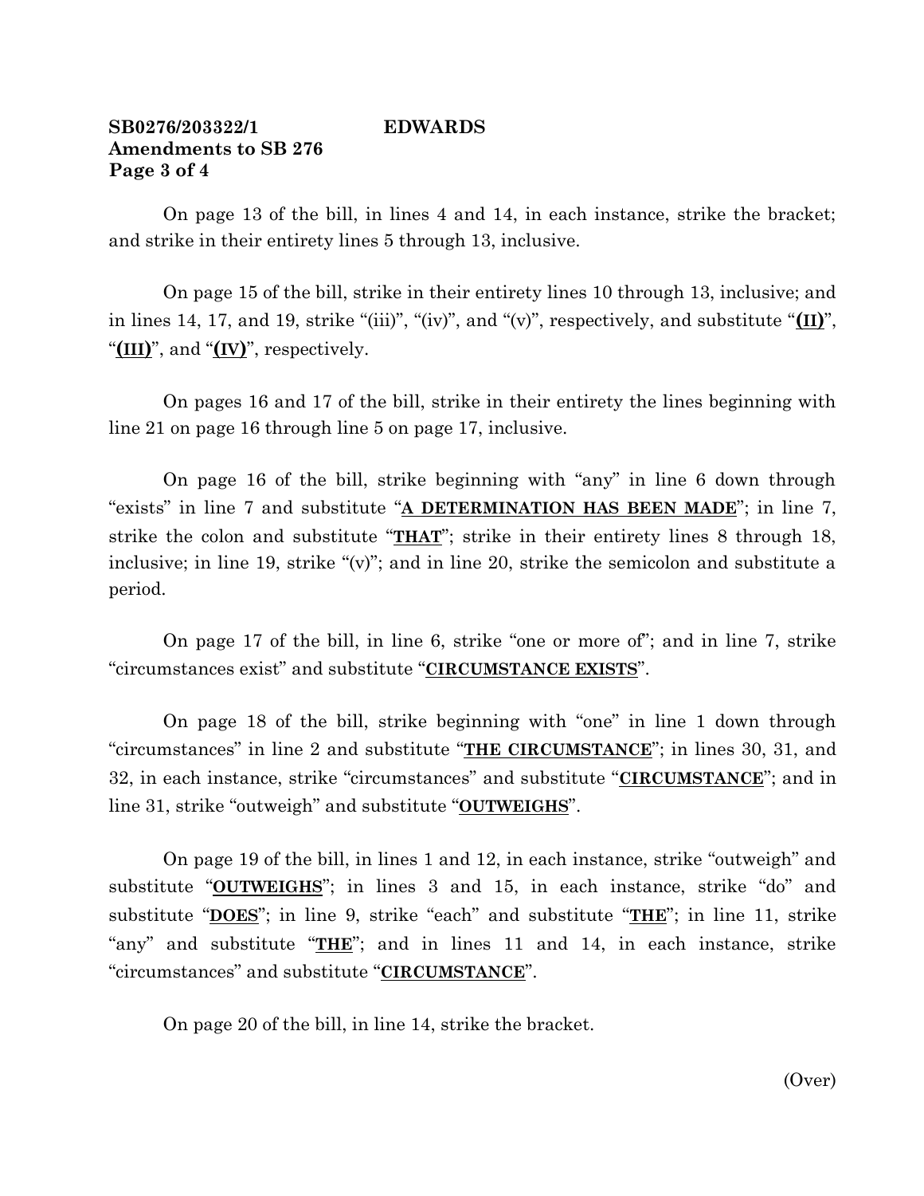**SB0276/203322/1 EDWARDS**
**Amendments to SB 276**
**Page 3 of 4**

On page 13 of the bill, in lines 4 and 14, in each instance, strike the bracket; and strike in their entirety lines 5 through 13, inclusive.

On page 15 of the bill, strike in their entirety lines 10 through 13, inclusive; and in lines 14, 17, and 19, strike "(iii)", "(iv)", and "(v)", respectively, and substitute "**(II)**", "**(III)**", and "**(IV)**", respectively.

On pages 16 and 17 of the bill, strike in their entirety the lines beginning with line 21 on page 16 through line 5 on page 17, inclusive.

On page 16 of the bill, strike beginning with "any" in line 6 down through "exists" in line 7 and substitute "**A DETERMINATION HAS BEEN MADE**"; in line 7, strike the colon and substitute "**THAT**"; strike in their entirety lines 8 through 18, inclusive; in line 19, strike "(v)"; and in line 20, strike the semicolon and substitute a period.

On page 17 of the bill, in line 6, strike "one or more of"; and in line 7, strike "circumstances exist" and substitute "**CIRCUMSTANCE EXISTS**".

On page 18 of the bill, strike beginning with "one" in line 1 down through "circumstances" in line 2 and substitute "**THE CIRCUMSTANCE**"; in lines 30, 31, and 32, in each instance, strike "circumstances" and substitute "**CIRCUMSTANCE**"; and in line 31, strike "outweigh" and substitute "**OUTWEIGHS**".

On page 19 of the bill, in lines 1 and 12, in each instance, strike "outweigh" and substitute "**OUTWEIGHS**"; in lines 3 and 15, in each instance, strike "do" and substitute "**DOES**"; in line 9, strike "each" and substitute "**THE**"; in line 11, strike "any" and substitute "**THE**"; and in lines 11 and 14, in each instance, strike "circumstances" and substitute "**CIRCUMSTANCE**".

On page 20 of the bill, in line 14, strike the bracket.

(Over)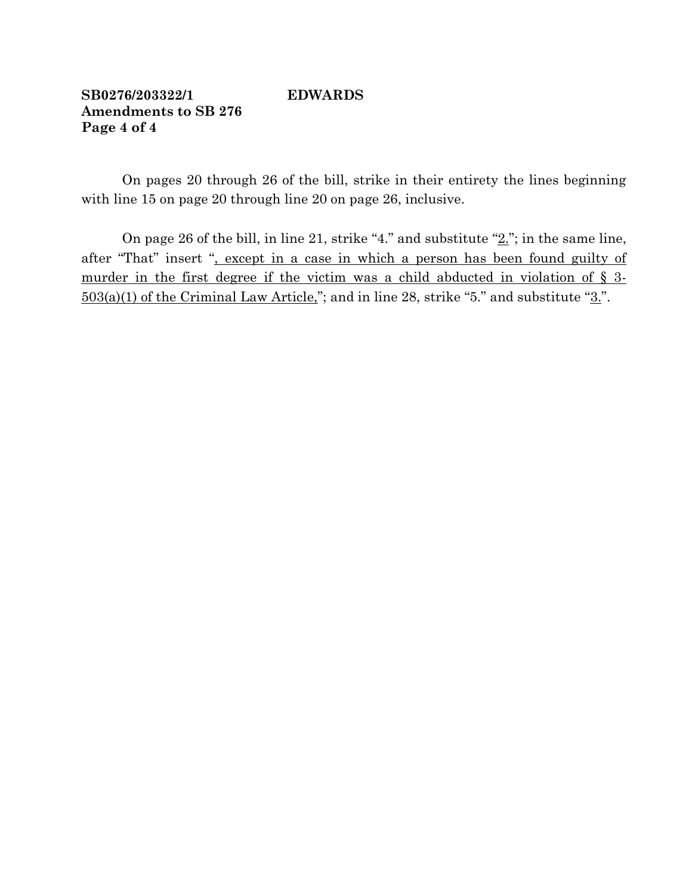On pages 20 through 26 of the bill, strike in their entirety the lines beginning with line 15 on page 20 through line 20 on page 26, inclusive.

On page 26 of the bill, in line 21, strike "4." and substitute "<u>2.</u>"; in the same line, after "That" insert "<u>, except in a case in which a person has been found guilty of murder in the first degree if the victim was a child abducted in violation of § 3-503(a)(1) of the Criminal Law Article,</u>"; and in line 28, strike "5." and substitute "<u>3.</u>".